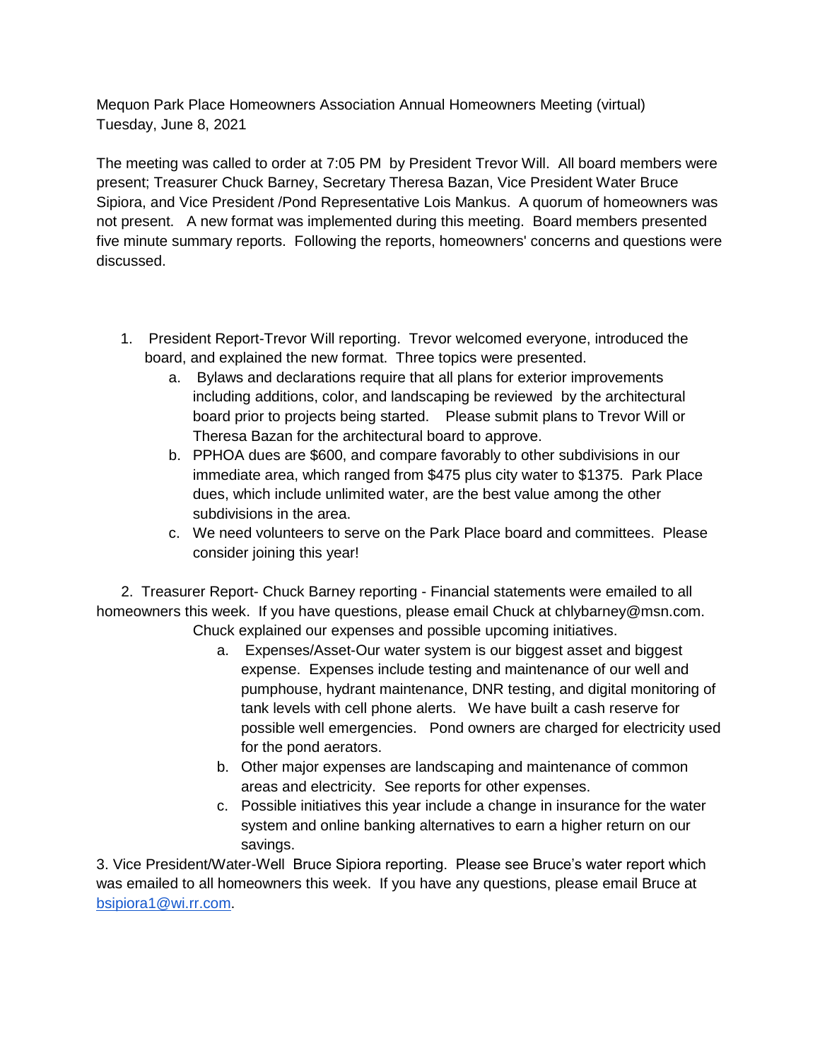Mequon Park Place Homeowners Association Annual Homeowners Meeting (virtual)
Tuesday, June 8, 2021

The meeting was called to order at 7:05 PM by President Trevor Will. All board members were present; Treasurer Chuck Barney, Secretary Theresa Bazan, Vice President Water Bruce Sipiora, and Vice President /Pond Representative Lois Mankus. A quorum of homeowners was not present. A new format was implemented during this meeting. Board members presented five minute summary reports. Following the reports, homeowners' concerns and questions were discussed.

1. President Report-Trevor Will reporting. Trevor welcomed everyone, introduced the board, and explained the new format. Three topics were presented.
   a. Bylaws and declarations require that all plans for exterior improvements including additions, color, and landscaping be reviewed by the architectural board prior to projects being started. Please submit plans to Trevor Will or Theresa Bazan for the architectural board to approve.
   b. PPHOA dues are $600, and compare favorably to other subdivisions in our immediate area, which ranged from $475 plus city water to $1375. Park Place dues, which include unlimited water, are the best value among the other subdivisions in the area.
   c. We need volunteers to serve on the Park Place board and committees. Please consider joining this year!

2. Treasurer Report- Chuck Barney reporting - Financial statements were emailed to all homeowners this week. If you have questions, please email Chuck at chlybarney@msn.com. Chuck explained our expenses and possible upcoming initiatives.
   a. Expenses/Asset-Our water system is our biggest asset and biggest expense. Expenses include testing and maintenance of our well and pumphouse, hydrant maintenance, DNR testing, and digital monitoring of tank levels with cell phone alerts. We have built a cash reserve for possible well emergencies. Pond owners are charged for electricity used for the pond aerators.
   b. Other major expenses are landscaping and maintenance of common areas and electricity. See reports for other expenses.
   c. Possible initiatives this year include a change in insurance for the water system and online banking alternatives to earn a higher return on our savings.

3. Vice President/Water-Well Bruce Sipiora reporting. Please see Bruce's water report which was emailed to all homeowners this week. If you have any questions, please email Bruce at [bsipiora1@wi.rr.com](mailto:bsipiora1@wi.rr.com).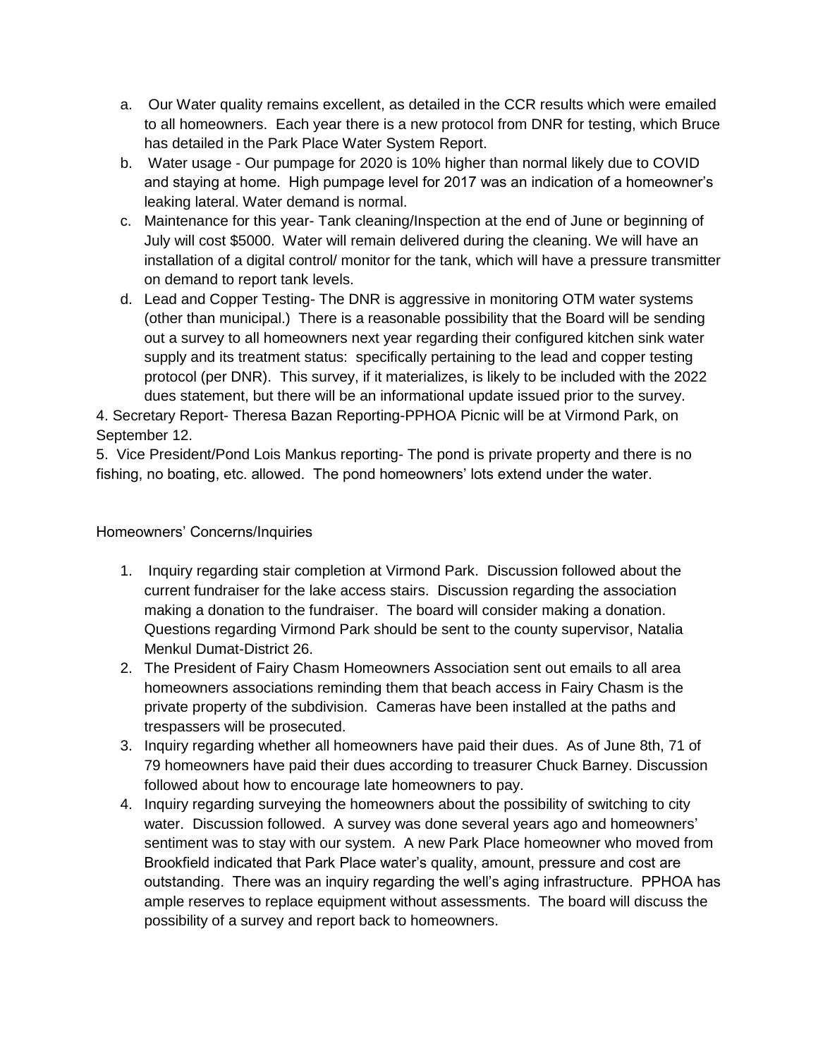a. Our Water quality remains excellent, as detailed in the CCR results which were emailed to all homeowners. Each year there is a new protocol from DNR for testing, which Bruce has detailed in the Park Place Water System Report.

b. Water usage - Our pumpage for 2020 is 10% higher than normal likely due to COVID and staying at home. High pumpage level for 2017 was an indication of a homeowner's leaking lateral. Water demand is normal.

c. Maintenance for this year- Tank cleaning/Inspection at the end of June or beginning of July will cost $5000. Water will remain delivered during the cleaning. We will have an installation of a digital control/ monitor for the tank, which will have a pressure transmitter on demand to report tank levels.

d. Lead and Copper Testing- The DNR is aggressive in monitoring OTM water systems (other than municipal.) There is a reasonable possibility that the Board will be sending out a survey to all homeowners next year regarding their configured kitchen sink water supply and its treatment status: specifically pertaining to the lead and copper testing protocol (per DNR). This survey, if it materializes, is likely to be included with the 2022 dues statement, but there will be an informational update issued prior to the survey.

4. Secretary Report- Theresa Bazan Reporting-PPHOA Picnic will be at Virmond Park, on September 12.

5. Vice President/Pond Lois Mankus reporting- The pond is private property and there is no fishing, no boating, etc. allowed. The pond homeowners' lots extend under the water.

Homeowners' Concerns/Inquiries

1. Inquiry regarding stair completion at Virmond Park. Discussion followed about the current fundraiser for the lake access stairs. Discussion regarding the association making a donation to the fundraiser. The board will consider making a donation. Questions regarding Virmond Park should be sent to the county supervisor, Natalia Menkul Dumat-District 26.
2. The President of Fairy Chasm Homeowners Association sent out emails to all area homeowners associations reminding them that beach access in Fairy Chasm is the private property of the subdivision. Cameras have been installed at the paths and trespassers will be prosecuted.
3. Inquiry regarding whether all homeowners have paid their dues. As of June 8th, 71 of 79 homeowners have paid their dues according to treasurer Chuck Barney. Discussion followed about how to encourage late homeowners to pay.
4. Inquiry regarding surveying the homeowners about the possibility of switching to city water. Discussion followed. A survey was done several years ago and homeowners' sentiment was to stay with our system. A new Park Place homeowner who moved from Brookfield indicated that Park Place water's quality, amount, pressure and cost are outstanding. There was an inquiry regarding the well's aging infrastructure. PPHOA has ample reserves to replace equipment without assessments. The board will discuss the possibility of a survey and report back to homeowners.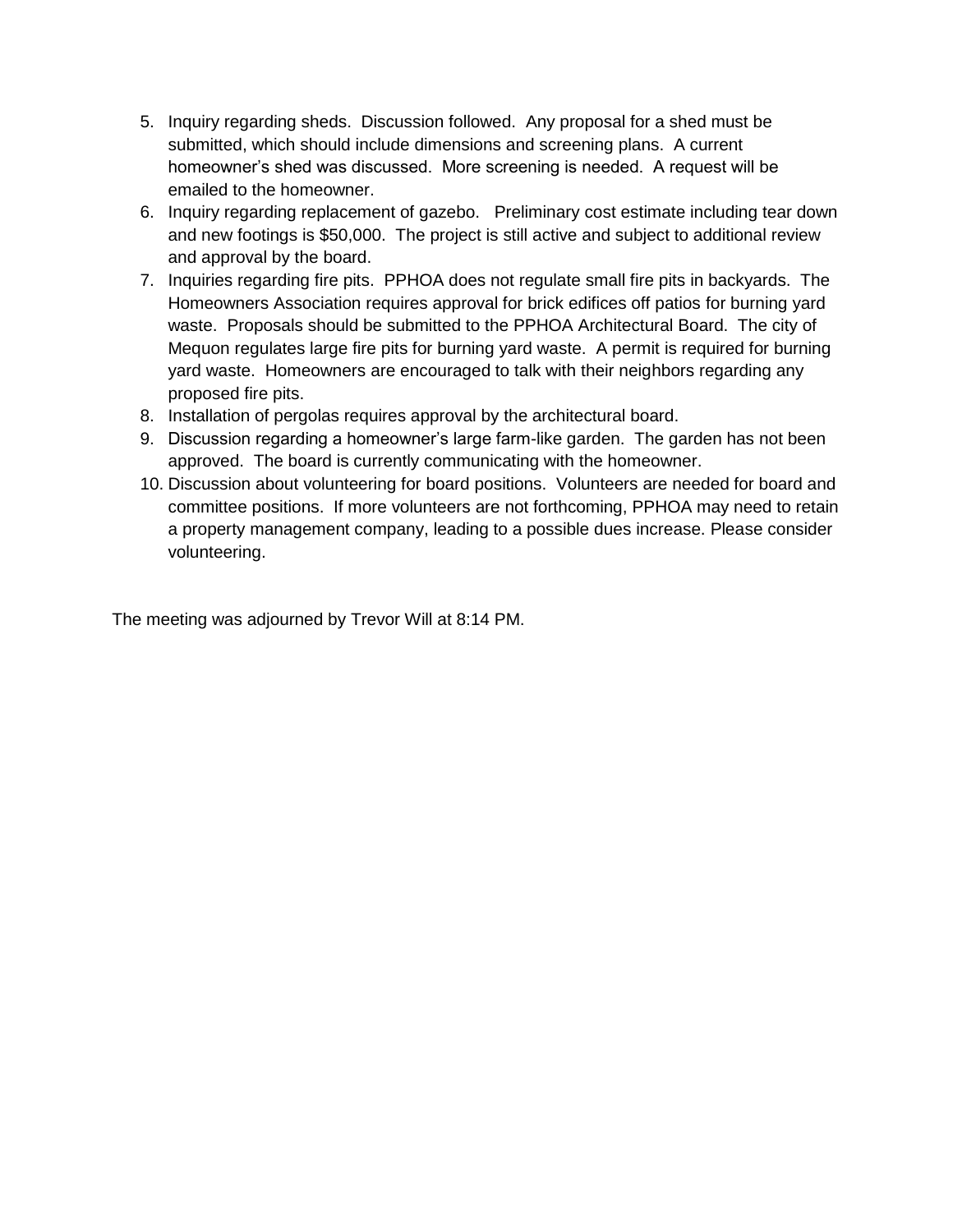5. Inquiry regarding sheds. Discussion followed. Any proposal for a shed must be submitted, which should include dimensions and screening plans. A current homeowner's shed was discussed. More screening is needed. A request will be emailed to the homeowner.
6. Inquiry regarding replacement of gazebo. Preliminary cost estimate including tear down and new footings is $50,000. The project is still active and subject to additional review and approval by the board.
7. Inquiries regarding fire pits. PPHOA does not regulate small fire pits in backyards. The Homeowners Association requires approval for brick edifices off patios for burning yard waste. Proposals should be submitted to the PPHOA Architectural Board. The city of Mequon regulates large fire pits for burning yard waste. A permit is required for burning yard waste. Homeowners are encouraged to talk with their neighbors regarding any proposed fire pits.
8. Installation of pergolas requires approval by the architectural board.
9. Discussion regarding a homeowner's large farm-like garden. The garden has not been approved. The board is currently communicating with the homeowner.
10. Discussion about volunteering for board positions. Volunteers are needed for board and committee positions. If more volunteers are not forthcoming, PPHOA may need to retain a property management company, leading to a possible dues increase. Please consider volunteering.

The meeting was adjourned by Trevor Will at 8:14 PM.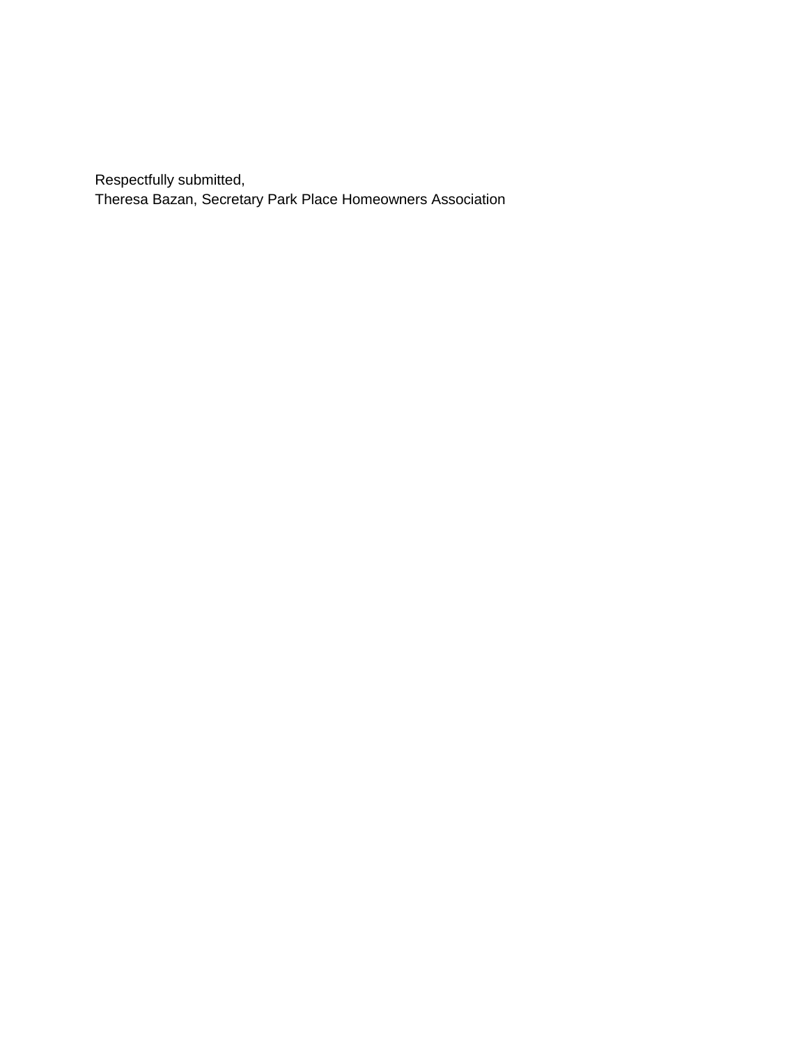Respectfully submitted,
Theresa Bazan, Secretary Park Place Homeowners Association